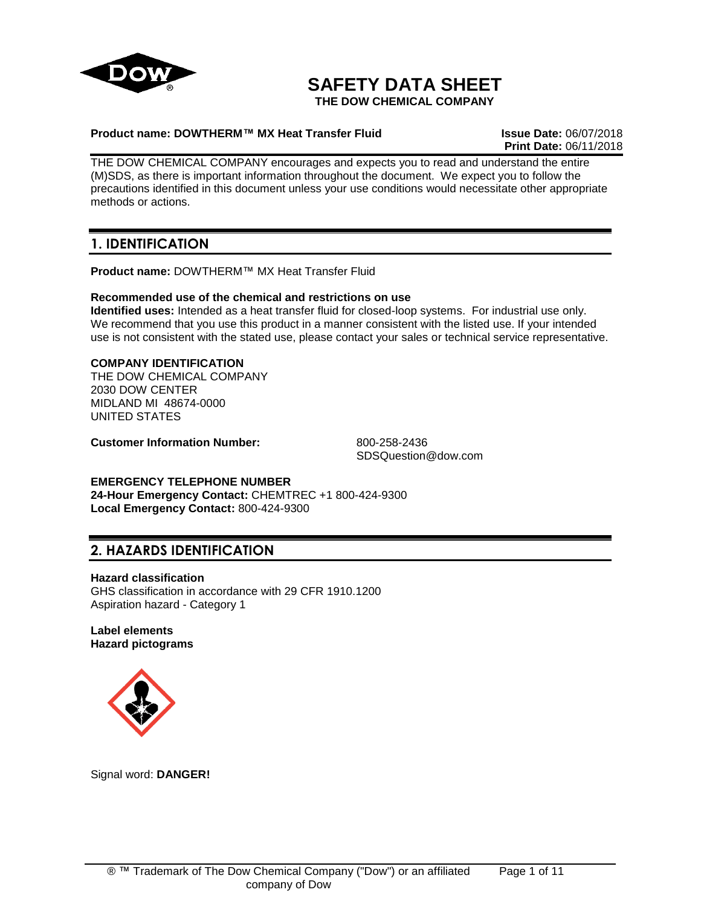# SAFETY DATA SHEET

**THE DOW CHEMICAL COMPANY**

**Product name: DOWTHERM™ MX Heat Transfer Fluid**

**Issue Date:** 06/07/2018
**Print Date:** 06/11/2018

THE DOW CHEMICAL COMPANY encourages and expects you to read and understand the entire (M)SDS, as there is important information throughout the document. We expect you to follow the precautions identified in this document unless your use conditions would necessitate other appropriate methods or actions.

## 1. IDENTIFICATION

**Product name:** DOWTHERM™ MX Heat Transfer Fluid

**Recommended use of the chemical and restrictions on use**
**Identified uses:** Intended as a heat transfer fluid for closed-loop systems. For industrial use only. We recommend that you use this product in a manner consistent with the listed use. If your intended use is not consistent with the stated use, please contact your sales or technical service representative.

**COMPANY IDENTIFICATION**
THE DOW CHEMICAL COMPANY
2030 DOW CENTER
MIDLAND MI 48674-0000
UNITED STATES

**Customer Information Number:** 800-258-2436
SDSQuestion@dow.com

**EMERGENCY TELEPHONE NUMBER**
**24-Hour Emergency Contact:** CHEMTREC +1 800-424-9300
**Local Emergency Contact:** 800-424-9300

## 2. HAZARDS IDENTIFICATION

**Hazard classification**
GHS classification in accordance with 29 CFR 1910.1200
Aspiration hazard - Category 1

**Label elements**
**Hazard pictograms**

Signal word: **DANGER!**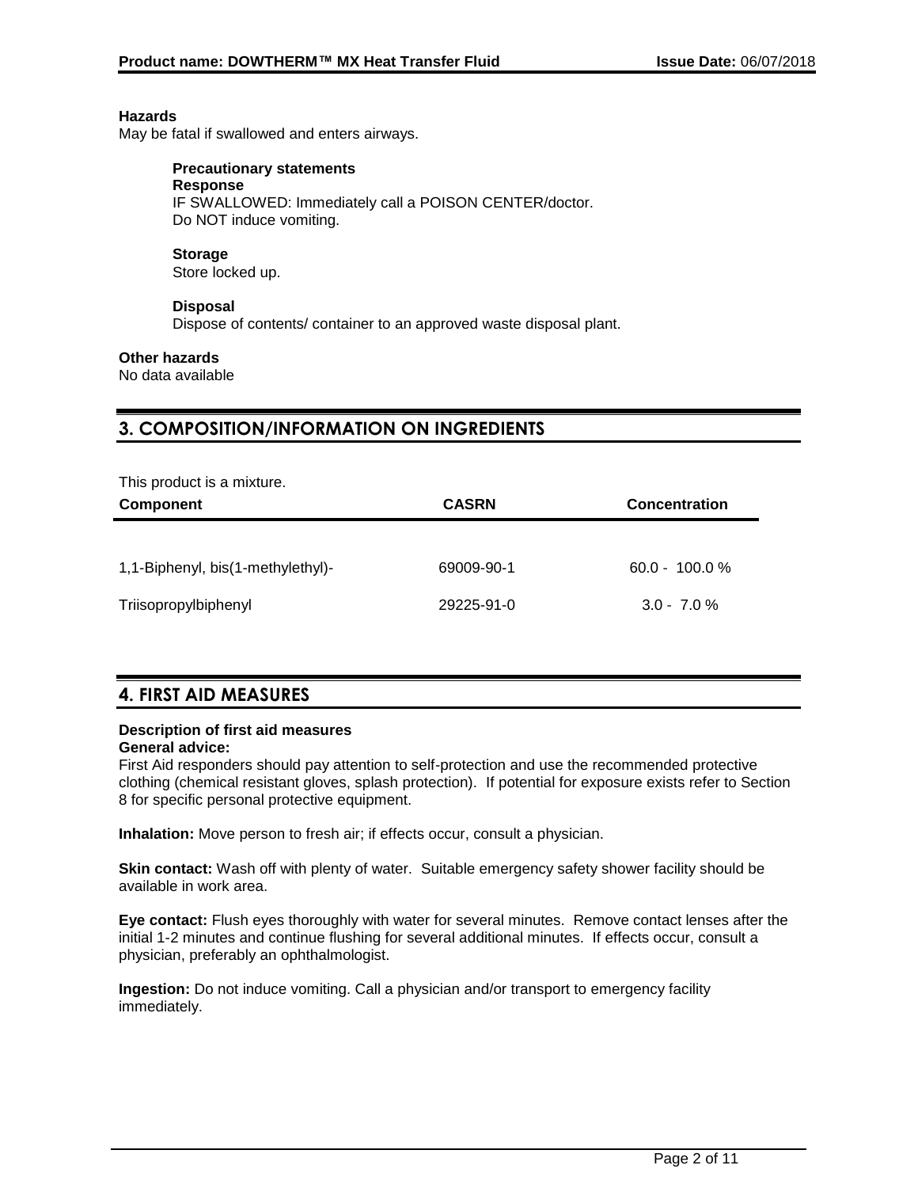**Hazards**

May be fatal if swallowed and enters airways.

**Precautionary statements**

**Response**

IF SWALLOWED: Immediately call a POISON CENTER/doctor.
Do NOT induce vomiting.

**Storage**

Store locked up.

**Disposal**

Dispose of contents/ container to an approved waste disposal plant.

**Other hazards**

No data available

## 3. COMPOSITION/INFORMATION ON INGREDIENTS

This product is a mixture.

| Component | CASRN | Concentration |
| --- | --- | --- |
| 1,1-Biphenyl, bis(1-methylethyl)- | 69009-90-1 | 60.0 - 100.0 % |
| Triisopropylbiphenyl | 29225-91-0 | 3.0 - 7.0 % |

## 4. FIRST AID MEASURES

**Description of first aid measures**

**General advice:**

First Aid responders should pay attention to self-protection and use the recommended protective clothing (chemical resistant gloves, splash protection). If potential for exposure exists refer to Section 8 for specific personal protective equipment.

**Inhalation:** Move person to fresh air; if effects occur, consult a physician.

**Skin contact:** Wash off with plenty of water. Suitable emergency safety shower facility should be available in work area.

**Eye contact:** Flush eyes thoroughly with water for several minutes. Remove contact lenses after the initial 1-2 minutes and continue flushing for several additional minutes. If effects occur, consult a physician, preferably an ophthalmologist.

**Ingestion:** Do not induce vomiting. Call a physician and/or transport to emergency facility immediately.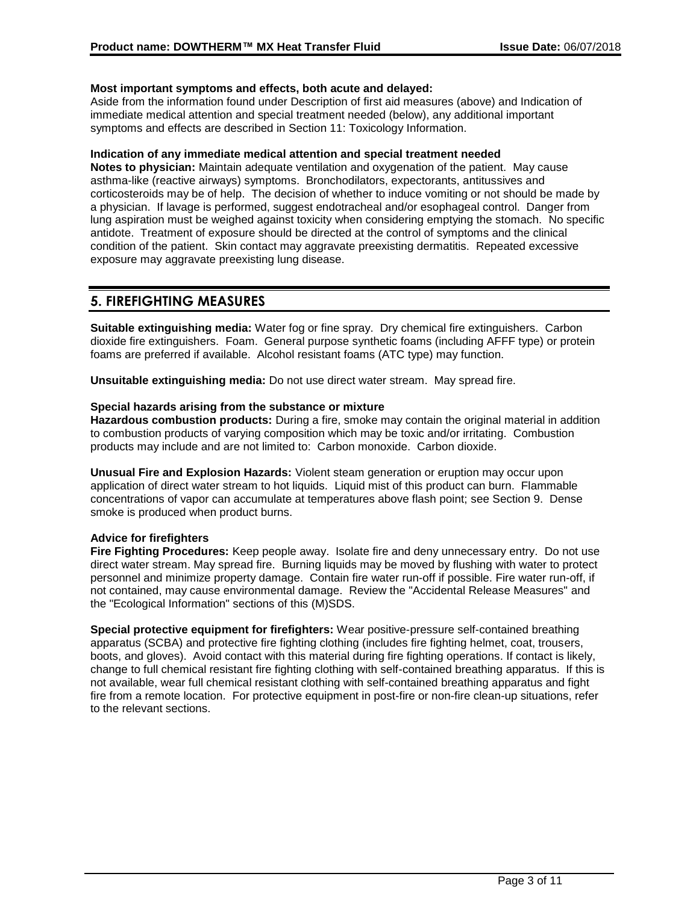**Most important symptoms and effects, both acute and delayed:**
Aside from the information found under Description of first aid measures (above) and Indication of immediate medical attention and special treatment needed (below), any additional important symptoms and effects are described in Section 11: Toxicology Information.

**Indication of any immediate medical attention and special treatment needed**
**Notes to physician:** Maintain adequate ventilation and oxygenation of the patient. May cause asthma-like (reactive airways) symptoms. Bronchodilators, expectorants, antitussives and corticosteroids may be of help. The decision of whether to induce vomiting or not should be made by a physician. If lavage is performed, suggest endotracheal and/or esophageal control. Danger from lung aspiration must be weighed against toxicity when considering emptying the stomach. No specific antidote. Treatment of exposure should be directed at the control of symptoms and the clinical condition of the patient. Skin contact may aggravate preexisting dermatitis. Repeated excessive exposure may aggravate preexisting lung disease.

## 5. FIREFIGHTING MEASURES

**Suitable extinguishing media:** Water fog or fine spray. Dry chemical fire extinguishers. Carbon dioxide fire extinguishers. Foam. General purpose synthetic foams (including AFFF type) or protein foams are preferred if available. Alcohol resistant foams (ATC type) may function.

**Unsuitable extinguishing media:** Do not use direct water stream. May spread fire.

**Special hazards arising from the substance or mixture**
**Hazardous combustion products:** During a fire, smoke may contain the original material in addition to combustion products of varying composition which may be toxic and/or irritating. Combustion products may include and are not limited to: Carbon monoxide. Carbon dioxide.

**Unusual Fire and Explosion Hazards:** Violent steam generation or eruption may occur upon application of direct water stream to hot liquids. Liquid mist of this product can burn. Flammable concentrations of vapor can accumulate at temperatures above flash point; see Section 9. Dense smoke is produced when product burns.

**Advice for firefighters**
**Fire Fighting Procedures:** Keep people away. Isolate fire and deny unnecessary entry. Do not use direct water stream. May spread fire. Burning liquids may be moved by flushing with water to protect personnel and minimize property damage. Contain fire water run-off if possible. Fire water run-off, if not contained, may cause environmental damage. Review the "Accidental Release Measures" and the "Ecological Information" sections of this (M)SDS.

**Special protective equipment for firefighters:** Wear positive-pressure self-contained breathing apparatus (SCBA) and protective fire fighting clothing (includes fire fighting helmet, coat, trousers, boots, and gloves). Avoid contact with this material during fire fighting operations. If contact is likely, change to full chemical resistant fire fighting clothing with self-contained breathing apparatus. If this is not available, wear full chemical resistant clothing with self-contained breathing apparatus and fight fire from a remote location. For protective equipment in post-fire or non-fire clean-up situations, refer to the relevant sections.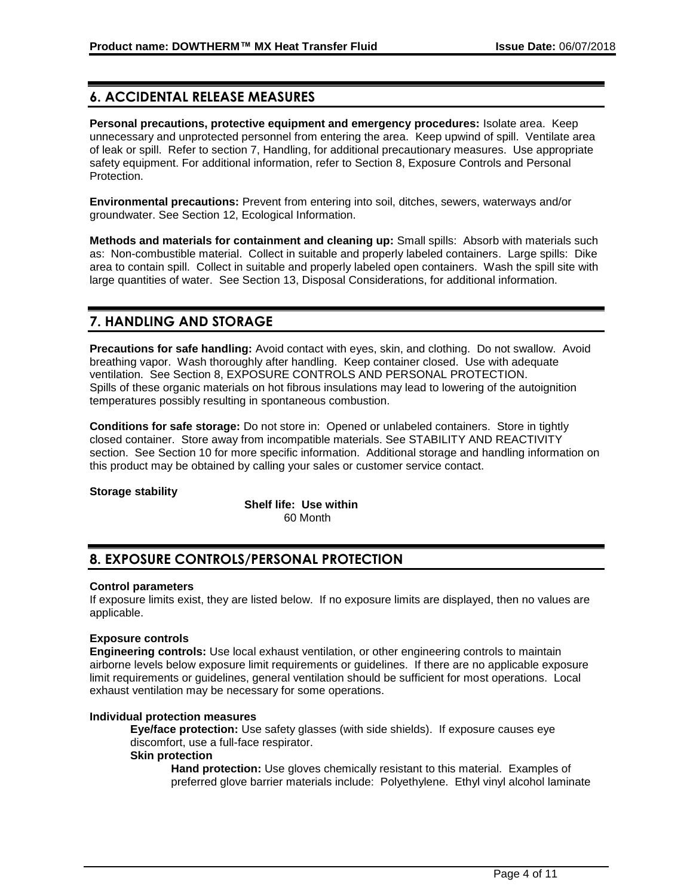## 6. ACCIDENTAL RELEASE MEASURES

**Personal precautions, protective equipment and emergency procedures:** Isolate area. Keep unnecessary and unprotected personnel from entering the area. Keep upwind of spill. Ventilate area of leak or spill. Refer to section 7, Handling, for additional precautionary measures. Use appropriate safety equipment. For additional information, refer to Section 8, Exposure Controls and Personal Protection.

**Environmental precautions:** Prevent from entering into soil, ditches, sewers, waterways and/or groundwater. See Section 12, Ecological Information.

**Methods and materials for containment and cleaning up:** Small spills: Absorb with materials such as: Non-combustible material. Collect in suitable and properly labeled containers. Large spills: Dike area to contain spill. Collect in suitable and properly labeled open containers. Wash the spill site with large quantities of water. See Section 13, Disposal Considerations, for additional information.

## 7. HANDLING AND STORAGE

**Precautions for safe handling:** Avoid contact with eyes, skin, and clothing. Do not swallow. Avoid breathing vapor. Wash thoroughly after handling. Keep container closed. Use with adequate ventilation. See Section 8, EXPOSURE CONTROLS AND PERSONAL PROTECTION. Spills of these organic materials on hot fibrous insulations may lead to lowering of the autoignition temperatures possibly resulting in spontaneous combustion.

**Conditions for safe storage:** Do not store in: Opened or unlabeled containers. Store in tightly closed container. Store away from incompatible materials. See STABILITY AND REACTIVITY section. See Section 10 for more specific information. Additional storage and handling information on this product may be obtained by calling your sales or customer service contact.

**Storage stability**

**Shelf life: Use within**
60 Month

## 8. EXPOSURE CONTROLS/PERSONAL PROTECTION

**Control parameters**

If exposure limits exist, they are listed below. If no exposure limits are displayed, then no values are applicable.

**Exposure controls**

**Engineering controls:** Use local exhaust ventilation, or other engineering controls to maintain airborne levels below exposure limit requirements or guidelines. If there are no applicable exposure limit requirements or guidelines, general ventilation should be sufficient for most operations. Local exhaust ventilation may be necessary for some operations.

**Individual protection measures**

**Eye/face protection:** Use safety glasses (with side shields). If exposure causes eye discomfort, use a full-face respirator.

**Skin protection**

**Hand protection:** Use gloves chemically resistant to this material. Examples of preferred glove barrier materials include: Polyethylene. Ethyl vinyl alcohol laminate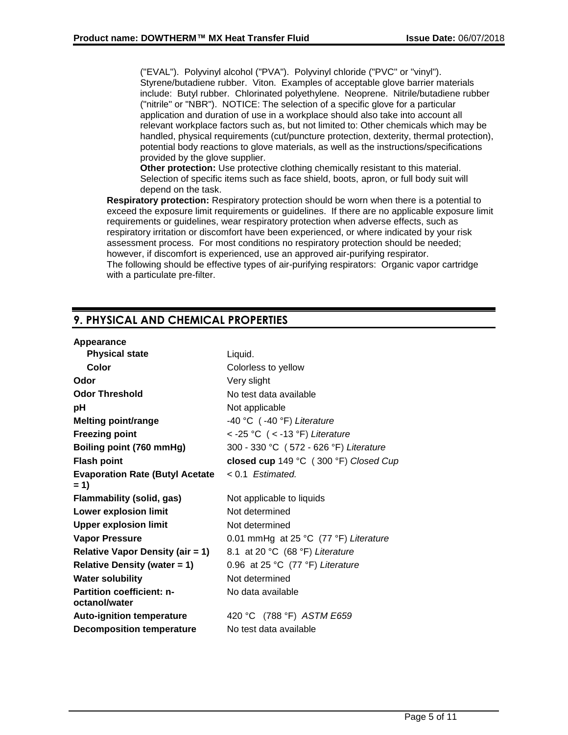("EVAL"). Polyvinyl alcohol ("PVA"). Polyvinyl chloride ("PVC" or "vinyl"). Styrene/butadiene rubber. Viton. Examples of acceptable glove barrier materials include: Butyl rubber. Chlorinated polyethylene. Neoprene. Nitrile/butadiene rubber ("nitrile" or "NBR"). NOTICE: The selection of a specific glove for a particular application and duration of use in a workplace should also take into account all relevant workplace factors such as, but not limited to: Other chemicals which may be handled, physical requirements (cut/puncture protection, dexterity, thermal protection), potential body reactions to glove materials, as well as the instructions/specifications provided by the glove supplier.

**Other protection:** Use protective clothing chemically resistant to this material. Selection of specific items such as face shield, boots, apron, or full body suit will depend on the task.

**Respiratory protection:** Respiratory protection should be worn when there is a potential to exceed the exposure limit requirements or guidelines. If there are no applicable exposure limit requirements or guidelines, wear respiratory protection when adverse effects, such as respiratory irritation or discomfort have been experienced, or where indicated by your risk assessment process. For most conditions no respiratory protection should be needed; however, if discomfort is experienced, use an approved air-purifying respirator.
The following should be effective types of air-purifying respirators: Organic vapor cartridge with a particulate pre-filter.

## 9. PHYSICAL AND CHEMICAL PROPERTIES

**Appearance**

| | |
|---|---|
| **Physical state** | Liquid. |
| **Color** | Colorless to yellow |
| **Odor** | Very slight |
| **Odor Threshold** | No test data available |
| **pH** | Not applicable |
| **Melting point/range** | -40 °C ( -40 °F) *Literature* |
| **Freezing point** | < -25 °C ( < -13 °F) *Literature* |
| **Boiling point (760 mmHg)** | 300 - 330 °C ( 572 - 626 °F) *Literature* |
| **Flash point** | **closed cup** 149 °C ( 300 °F) *Closed Cup* |
| **Evaporation Rate (Butyl Acetate = 1)** | < 0.1 *Estimated.* |
| **Flammability (solid, gas)** | Not applicable to liquids |
| **Lower explosion limit** | Not determined |
| **Upper explosion limit** | Not determined |
| **Vapor Pressure** | 0.01 mmHg at 25 °C (77 °F) *Literature* |
| **Relative Vapor Density (air = 1)** | 8.1 at 20 °C (68 °F) *Literature* |
| **Relative Density (water = 1)** | 0.96 at 25 °C (77 °F) *Literature* |
| **Water solubility** | Not determined |
| **Partition coefficient: n-octanol/water** | No data available |
| **Auto-ignition temperature** | 420 °C (788 °F) *ASTM E659* |
| **Decomposition temperature** | No test data available |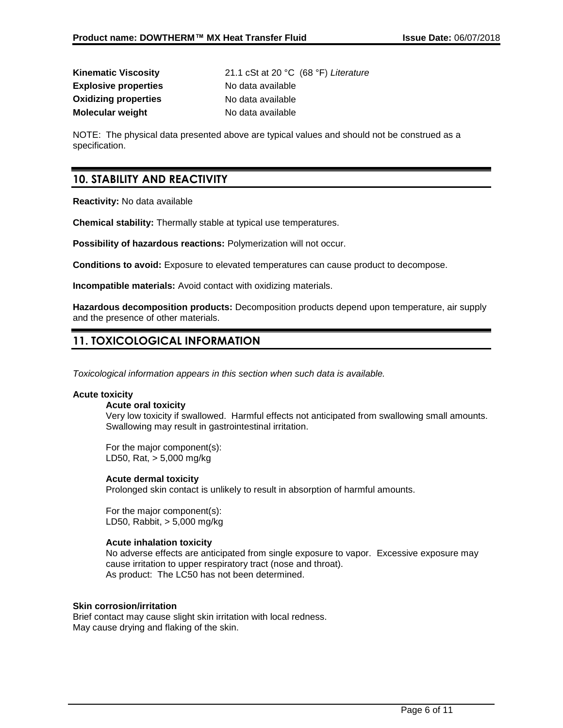| | |
|---|---|
| **Kinematic Viscosity** | 21.1 cSt at 20 °C (68 °F) *Literature* |
| **Explosive properties** | No data available |
| **Oxidizing properties** | No data available |
| **Molecular weight** | No data available |

NOTE: The physical data presented above are typical values and should not be construed as a specification.

## 10. STABILITY AND REACTIVITY

**Reactivity:** No data available

**Chemical stability:** Thermally stable at typical use temperatures.

**Possibility of hazardous reactions:** Polymerization will not occur.

**Conditions to avoid:** Exposure to elevated temperatures can cause product to decompose.

**Incompatible materials:** Avoid contact with oxidizing materials.

**Hazardous decomposition products:** Decomposition products depend upon temperature, air supply and the presence of other materials.

## 11. TOXICOLOGICAL INFORMATION

*Toxicological information appears in this section when such data is available.*

**Acute toxicity**

**Acute oral toxicity**

Very low toxicity if swallowed. Harmful effects not anticipated from swallowing small amounts. Swallowing may result in gastrointestinal irritation.

For the major component(s):
LD50, Rat, > 5,000 mg/kg

**Acute dermal toxicity**

Prolonged skin contact is unlikely to result in absorption of harmful amounts.

For the major component(s):
LD50, Rabbit, > 5,000 mg/kg

**Acute inhalation toxicity**

No adverse effects are anticipated from single exposure to vapor. Excessive exposure may cause irritation to upper respiratory tract (nose and throat).
As product: The LC50 has not been determined.

**Skin corrosion/irritation**

Brief contact may cause slight skin irritation with local redness.
May cause drying and flaking of the skin.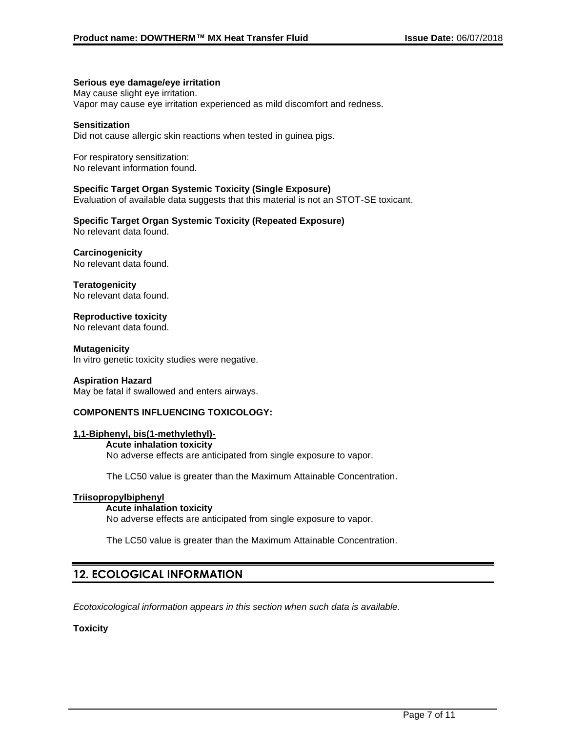**Serious eye damage/eye irritation**
May cause slight eye irritation.
Vapor may cause eye irritation experienced as mild discomfort and redness.

**Sensitization**
Did not cause allergic skin reactions when tested in guinea pigs.

For respiratory sensitization:
No relevant information found.

**Specific Target Organ Systemic Toxicity (Single Exposure)**
Evaluation of available data suggests that this material is not an STOT-SE toxicant.

**Specific Target Organ Systemic Toxicity (Repeated Exposure)**
No relevant data found.

**Carcinogenicity**
No relevant data found.

**Teratogenicity**
No relevant data found.

**Reproductive toxicity**
No relevant data found.

**Mutagenicity**
In vitro genetic toxicity studies were negative.

**Aspiration Hazard**
May be fatal if swallowed and enters airways.

**COMPONENTS INFLUENCING TOXICOLOGY:**

**1,1-Biphenyl, bis(1-methylethyl)-**

**Acute inhalation toxicity**
No adverse effects are anticipated from single exposure to vapor.

The LC50 value is greater than the Maximum Attainable Concentration.

**Triisopropylbiphenyl**

**Acute inhalation toxicity**
No adverse effects are anticipated from single exposure to vapor.

The LC50 value is greater than the Maximum Attainable Concentration.

## 12. ECOLOGICAL INFORMATION

*Ecotoxicological information appears in this section when such data is available.*

**Toxicity**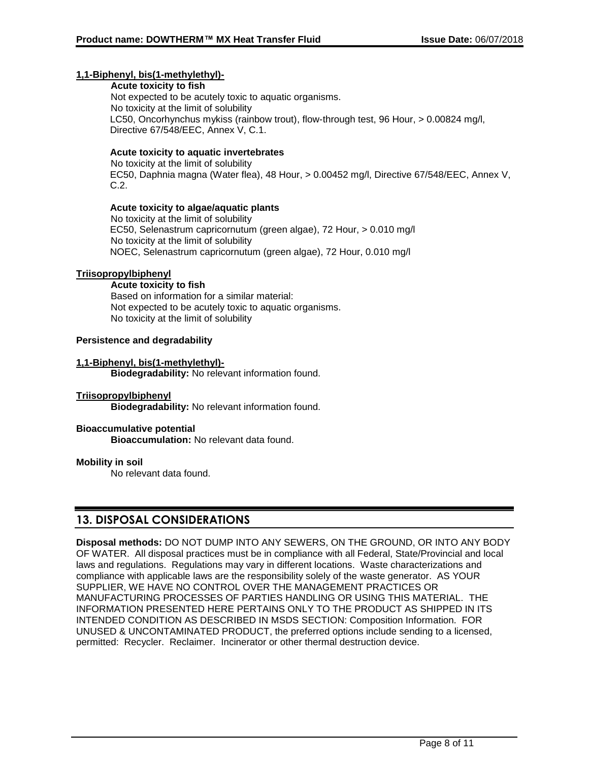**1,1-Biphenyl, bis(1-methylethyl)-**

**Acute toxicity to fish**

Not expected to be acutely toxic to aquatic organisms.
No toxicity at the limit of solubility
LC50, Oncorhynchus mykiss (rainbow trout), flow-through test, 96 Hour, > 0.00824 mg/l, Directive 67/548/EEC, Annex V, C.1.

**Acute toxicity to aquatic invertebrates**

No toxicity at the limit of solubility
EC50, Daphnia magna (Water flea), 48 Hour, > 0.00452 mg/l, Directive 67/548/EEC, Annex V, C.2.

**Acute toxicity to algae/aquatic plants**

No toxicity at the limit of solubility
EC50, Selenastrum capricornutum (green algae), 72 Hour, > 0.010 mg/l
No toxicity at the limit of solubility
NOEC, Selenastrum capricornutum (green algae), 72 Hour, 0.010 mg/l

**Triisopropylbiphenyl**

**Acute toxicity to fish**

Based on information for a similar material:
Not expected to be acutely toxic to aquatic organisms.
No toxicity at the limit of solubility

**Persistence and degradability**

**1,1-Biphenyl, bis(1-methylethyl)-**

**Biodegradability:** No relevant information found.

**Triisopropylbiphenyl**

**Biodegradability:** No relevant information found.

**Bioaccumulative potential**

**Bioaccumulation:** No relevant data found.

**Mobility in soil**

No relevant data found.

## 13. DISPOSAL CONSIDERATIONS

**Disposal methods:** DO NOT DUMP INTO ANY SEWERS, ON THE GROUND, OR INTO ANY BODY OF WATER. All disposal practices must be in compliance with all Federal, State/Provincial and local laws and regulations. Regulations may vary in different locations. Waste characterizations and compliance with applicable laws are the responsibility solely of the waste generator. AS YOUR SUPPLIER, WE HAVE NO CONTROL OVER THE MANAGEMENT PRACTICES OR MANUFACTURING PROCESSES OF PARTIES HANDLING OR USING THIS MATERIAL. THE INFORMATION PRESENTED HERE PERTAINS ONLY TO THE PRODUCT AS SHIPPED IN ITS INTENDED CONDITION AS DESCRIBED IN MSDS SECTION: Composition Information. FOR UNUSED & UNCONTAMINATED PRODUCT, the preferred options include sending to a licensed, permitted: Recycler. Reclaimer. Incinerator or other thermal destruction device.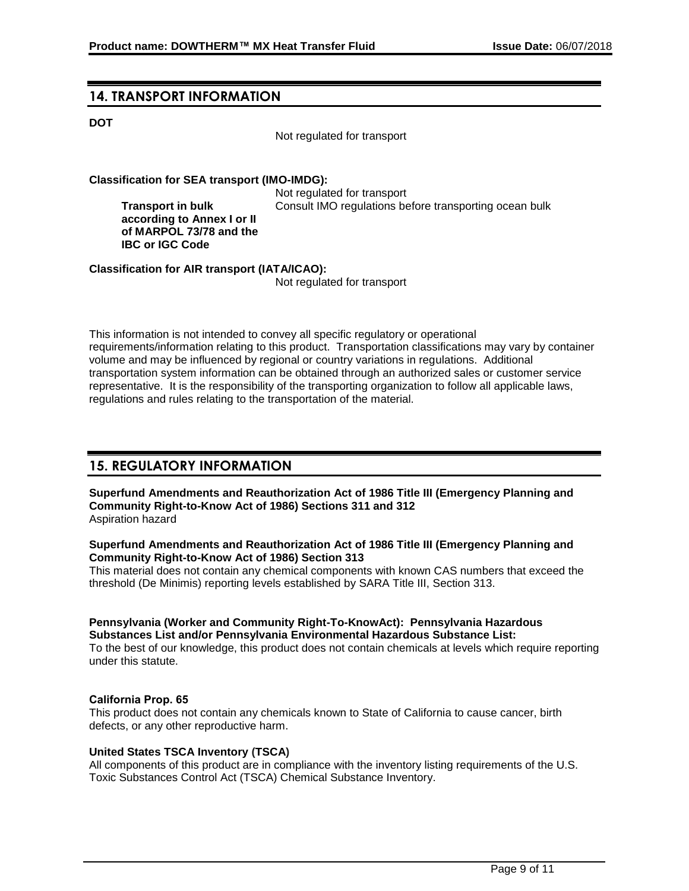## 14. TRANSPORT INFORMATION

**DOT**

Not regulated for transport

**Classification for SEA transport (IMO-IMDG):**

Not regulated for transport

**Transport in bulk according to Annex I or II of MARPOL 73/78 and the IBC or IGC Code**

Consult IMO regulations before transporting ocean bulk

**Classification for AIR transport (IATA/ICAO):**

Not regulated for transport

This information is not intended to convey all specific regulatory or operational requirements/information relating to this product. Transportation classifications may vary by container volume and may be influenced by regional or country variations in regulations. Additional transportation system information can be obtained through an authorized sales or customer service representative. It is the responsibility of the transporting organization to follow all applicable laws, regulations and rules relating to the transportation of the material.

## 15. REGULATORY INFORMATION

**Superfund Amendments and Reauthorization Act of 1986 Title III (Emergency Planning and Community Right-to-Know Act of 1986) Sections 311 and 312**

Aspiration hazard

**Superfund Amendments and Reauthorization Act of 1986 Title III (Emergency Planning and Community Right-to-Know Act of 1986) Section 313**

This material does not contain any chemical components with known CAS numbers that exceed the threshold (De Minimis) reporting levels established by SARA Title III, Section 313.

**Pennsylvania (Worker and Community Right-To-KnowAct): Pennsylvania Hazardous Substances List and/or Pennsylvania Environmental Hazardous Substance List:**

To the best of our knowledge, this product does not contain chemicals at levels which require reporting under this statute.

**California Prop. 65**

This product does not contain any chemicals known to State of California to cause cancer, birth defects, or any other reproductive harm.

**United States TSCA Inventory (TSCA)**

All components of this product are in compliance with the inventory listing requirements of the U.S. Toxic Substances Control Act (TSCA) Chemical Substance Inventory.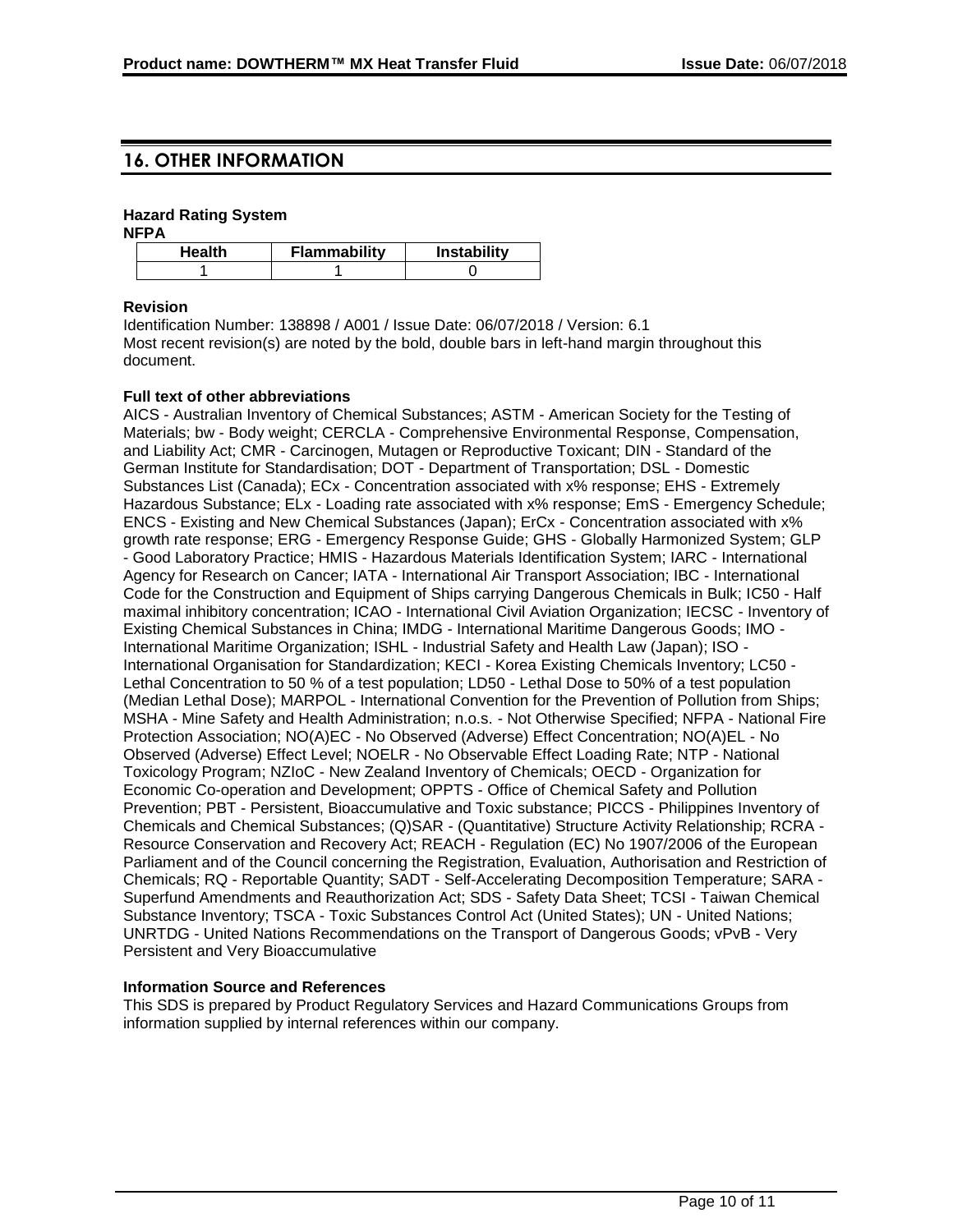## 16. OTHER INFORMATION

**Hazard Rating System**

**NFPA**

| Health | Flammability | Instability |
| --- | --- | --- |
| 1 | 1 | 0 |

**Revision**

Identification Number: 138898 / A001 / Issue Date: 06/07/2018 / Version: 6.1

Most recent revision(s) are noted by the bold, double bars in left-hand margin throughout this document.

**Full text of other abbreviations**

AICS - Australian Inventory of Chemical Substances; ASTM - American Society for the Testing of Materials; bw - Body weight; CERCLA - Comprehensive Environmental Response, Compensation, and Liability Act; CMR - Carcinogen, Mutagen or Reproductive Toxicant; DIN - Standard of the German Institute for Standardisation; DOT - Department of Transportation; DSL - Domestic Substances List (Canada); ECx - Concentration associated with x% response; EHS - Extremely Hazardous Substance; ELx - Loading rate associated with x% response; EmS - Emergency Schedule; ENCS - Existing and New Chemical Substances (Japan); ErCx - Concentration associated with x% growth rate response; ERG - Emergency Response Guide; GHS - Globally Harmonized System; GLP - Good Laboratory Practice; HMIS - Hazardous Materials Identification System; IARC - International Agency for Research on Cancer; IATA - International Air Transport Association; IBC - International Code for the Construction and Equipment of Ships carrying Dangerous Chemicals in Bulk; IC50 - Half maximal inhibitory concentration; ICAO - International Civil Aviation Organization; IECSC - Inventory of Existing Chemical Substances in China; IMDG - International Maritime Dangerous Goods; IMO - International Maritime Organization; ISHL - Industrial Safety and Health Law (Japan); ISO - International Organisation for Standardization; KECI - Korea Existing Chemicals Inventory; LC50 - Lethal Concentration to 50 % of a test population; LD50 - Lethal Dose to 50% of a test population (Median Lethal Dose); MARPOL - International Convention for the Prevention of Pollution from Ships; MSHA - Mine Safety and Health Administration; n.o.s. - Not Otherwise Specified; NFPA - National Fire Protection Association; NO(A)EC - No Observed (Adverse) Effect Concentration; NO(A)EL - No Observed (Adverse) Effect Level; NOELR - No Observable Effect Loading Rate; NTP - National Toxicology Program; NZIoC - New Zealand Inventory of Chemicals; OECD - Organization for Economic Co-operation and Development; OPPTS - Office of Chemical Safety and Pollution Prevention; PBT - Persistent, Bioaccumulative and Toxic substance; PICCS - Philippines Inventory of Chemicals and Chemical Substances; (Q)SAR - (Quantitative) Structure Activity Relationship; RCRA - Resource Conservation and Recovery Act; REACH - Regulation (EC) No 1907/2006 of the European Parliament and of the Council concerning the Registration, Evaluation, Authorisation and Restriction of Chemicals; RQ - Reportable Quantity; SADT - Self-Accelerating Decomposition Temperature; SARA - Superfund Amendments and Reauthorization Act; SDS - Safety Data Sheet; TCSI - Taiwan Chemical Substance Inventory; TSCA - Toxic Substances Control Act (United States); UN - United Nations; UNRTDG - United Nations Recommendations on the Transport of Dangerous Goods; vPvB - Very Persistent and Very Bioaccumulative

**Information Source and References**

This SDS is prepared by Product Regulatory Services and Hazard Communications Groups from information supplied by internal references within our company.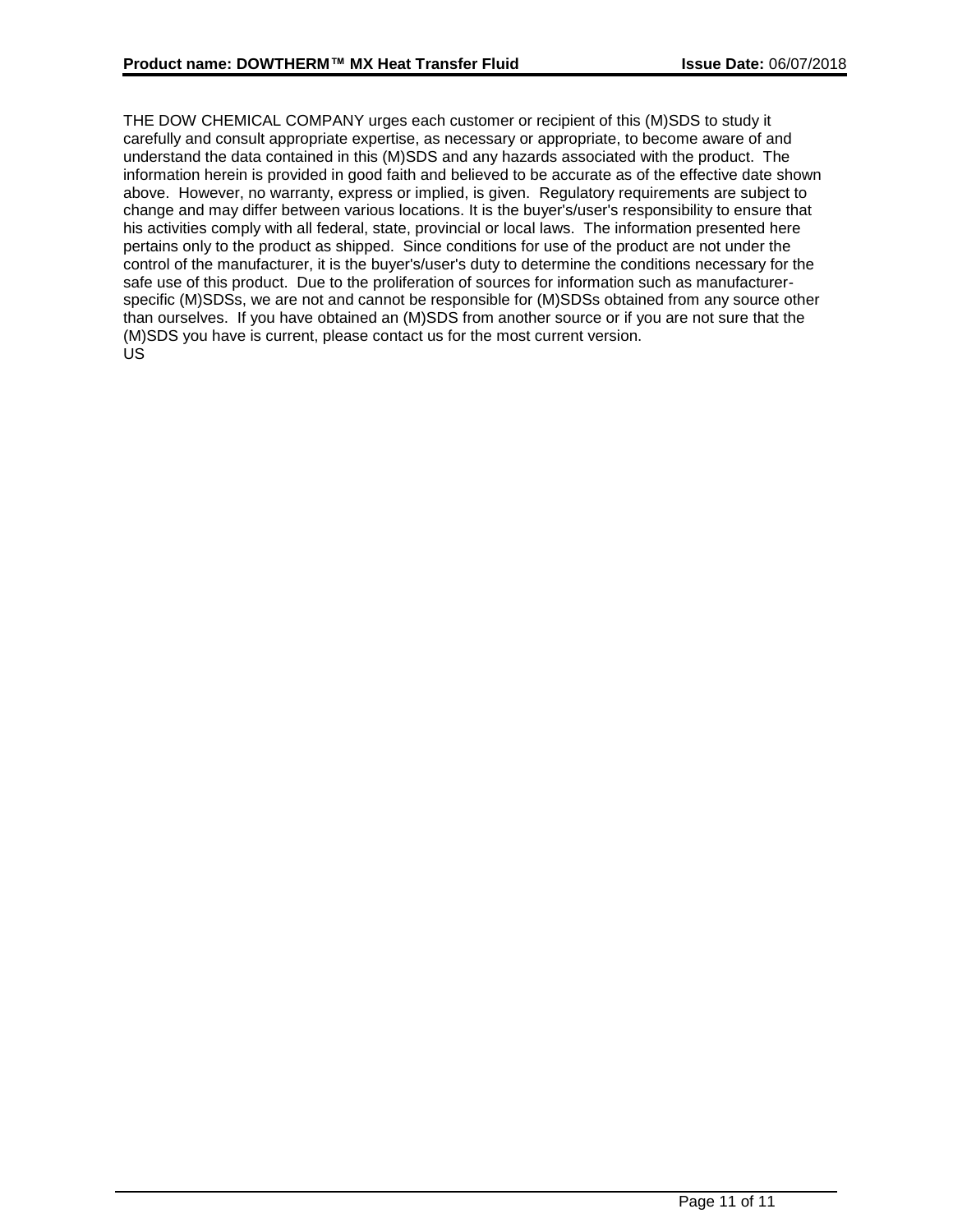THE DOW CHEMICAL COMPANY urges each customer or recipient of this (M)SDS to study it carefully and consult appropriate expertise, as necessary or appropriate, to become aware of and understand the data contained in this (M)SDS and any hazards associated with the product. The information herein is provided in good faith and believed to be accurate as of the effective date shown above. However, no warranty, express or implied, is given. Regulatory requirements are subject to change and may differ between various locations. It is the buyer's/user's responsibility to ensure that his activities comply with all federal, state, provincial or local laws. The information presented here pertains only to the product as shipped. Since conditions for use of the product are not under the control of the manufacturer, it is the buyer's/user's duty to determine the conditions necessary for the safe use of this product. Due to the proliferation of sources for information such as manufacturer-specific (M)SDSs, we are not and cannot be responsible for (M)SDSs obtained from any source other than ourselves. If you have obtained an (M)SDS from another source or if you are not sure that the (M)SDS you have is current, please contact us for the most current version.
US